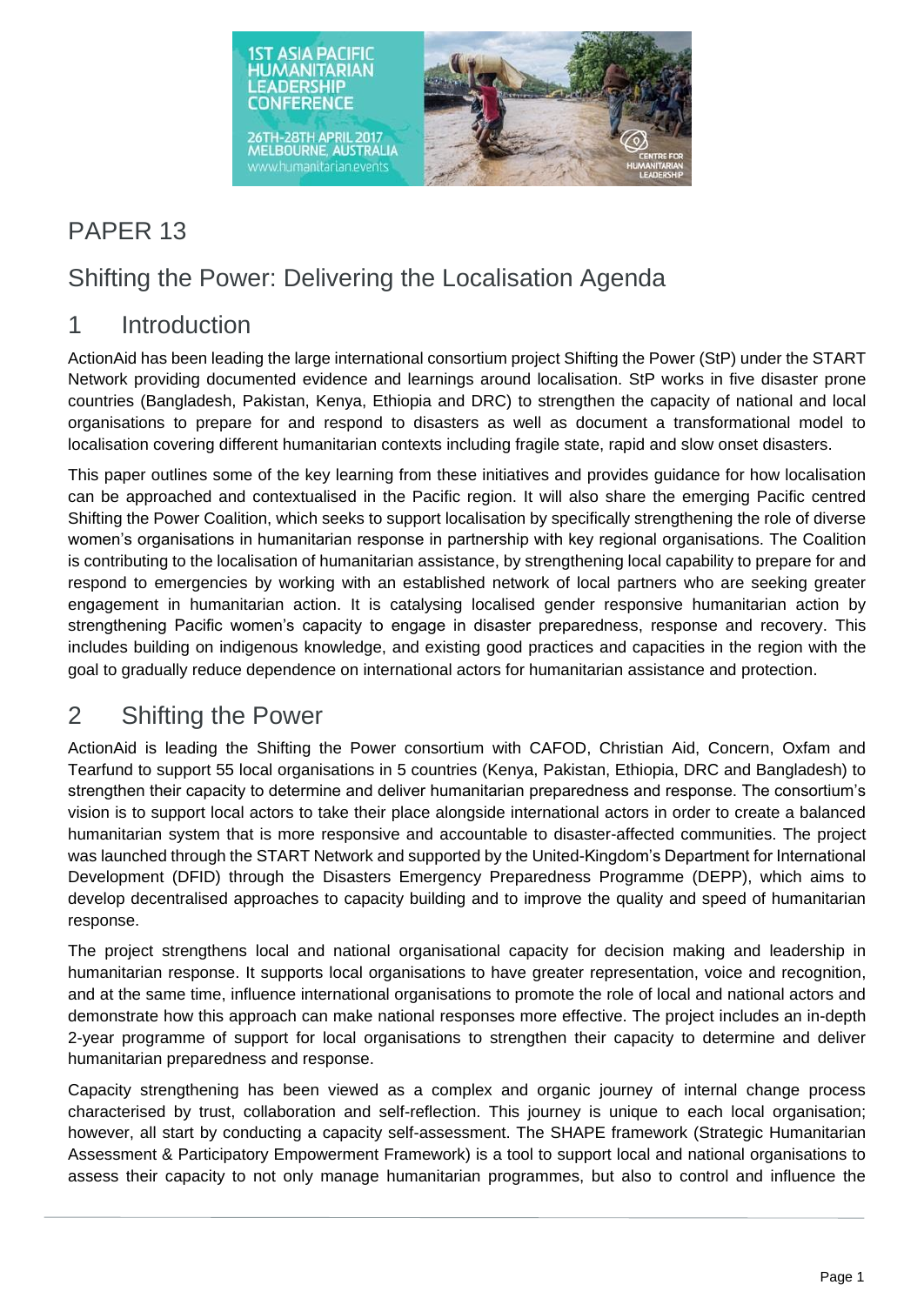# PAPER 13

# Shifting the Power: Delivering the Localisation Agenda

## 1 Introduction

ActionAid has been leading the large international consortium project Shifting the Power (StP) under the START Network providing documented evidence and learnings around localisation. StP works in five disaster prone countries (Bangladesh, Pakistan, Kenya, Ethiopia and DRC) to strengthen the capacity of national and local organisations to prepare for and respond to disasters as well as document a transformational model to localisation covering different humanitarian contexts including fragile state, rapid and slow onset disasters.

This paper outlines some of the key learning from these initiatives and provides guidance for how localisation can be approached and contextualised in the Pacific region. It will also share the emerging Pacific centred Shifting the Power Coalition, which seeks to support localisation by specifically strengthening the role of diverse women's organisations in humanitarian response in partnership with key regional organisations. The Coalition is contributing to the localisation of humanitarian assistance, by strengthening local capability to prepare for and respond to emergencies by working with an established network of local partners who are seeking greater engagement in humanitarian action. It is catalysing localised gender responsive humanitarian action by strengthening Pacific women's capacity to engage in disaster preparedness, response and recovery. This includes building on indigenous knowledge, and existing good practices and capacities in the region with the goal to gradually reduce dependence on international actors for humanitarian assistance and protection.

## 2 Shifting the Power

ActionAid is leading the Shifting the Power consortium with CAFOD, Christian Aid, Concern, Oxfam and Tearfund to support 55 local organisations in 5 countries (Kenya, Pakistan, Ethiopia, DRC and Bangladesh) to strengthen their capacity to determine and deliver humanitarian preparedness and response. The consortium's vision is to support local actors to take their place alongside international actors in order to create a balanced humanitarian system that is more responsive and accountable to disaster-affected communities. The project was launched through the START Network and supported by the United-Kingdom's Department for International Development (DFID) through the Disasters Emergency Preparedness Programme (DEPP), which aims to develop decentralised approaches to capacity building and to improve the quality and speed of humanitarian response.

The project strengthens local and national organisational capacity for decision making and leadership in humanitarian response. It supports local organisations to have greater representation, voice and recognition, and at the same time, influence international organisations to promote the role of local and national actors and demonstrate how this approach can make national responses more effective. The project includes an in-depth 2-year programme of support for local organisations to strengthen their capacity to determine and deliver humanitarian preparedness and response.

Capacity strengthening has been viewed as a complex and organic journey of internal change process characterised by trust, collaboration and self-reflection. This journey is unique to each local organisation; however, all start by conducting a capacity self-assessment. The SHAPE framework (Strategic Humanitarian Assessment & Participatory Empowerment Framework) is a tool to support local and national organisations to assess their capacity to not only manage humanitarian programmes, but also to control and influence the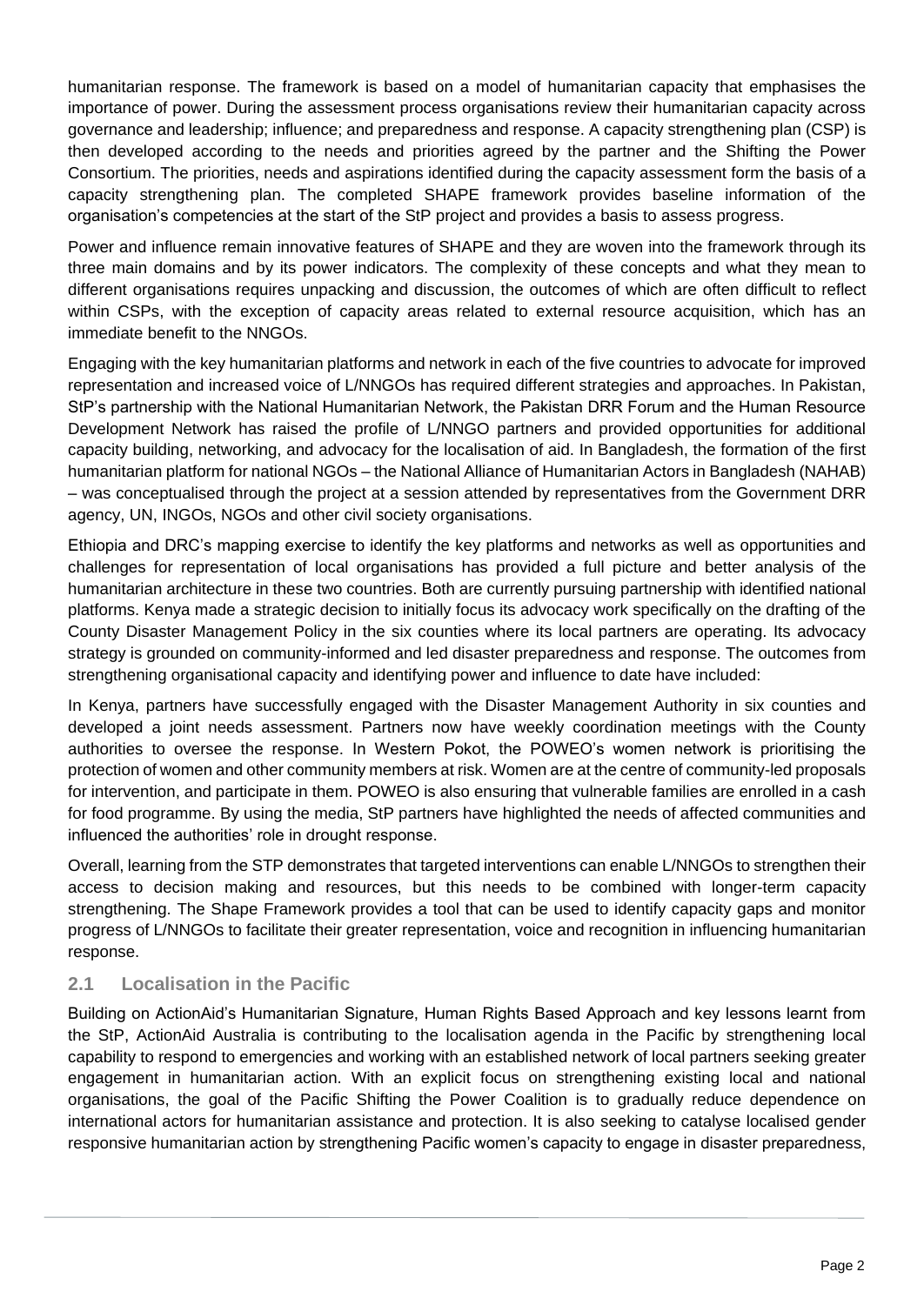humanitarian response. The framework is based on a model of humanitarian capacity that emphasises the importance of power. During the assessment process organisations review their humanitarian capacity across governance and leadership; influence; and preparedness and response. A capacity strengthening plan (CSP) is then developed according to the needs and priorities agreed by the partner and the Shifting the Power Consortium. The priorities, needs and aspirations identified during the capacity assessment form the basis of a capacity strengthening plan. The completed SHAPE framework provides baseline information of the organisation's competencies at the start of the StP project and provides a basis to assess progress.

Power and influence remain innovative features of SHAPE and they are woven into the framework through its three main domains and by its power indicators. The complexity of these concepts and what they mean to different organisations requires unpacking and discussion, the outcomes of which are often difficult to reflect within CSPs, with the exception of capacity areas related to external resource acquisition, which has an immediate benefit to the NNGOs.

Engaging with the key humanitarian platforms and network in each of the five countries to advocate for improved representation and increased voice of L/NNGOs has required different strategies and approaches. In Pakistan, StP's partnership with the National Humanitarian Network, the Pakistan DRR Forum and the Human Resource Development Network has raised the profile of L/NNGO partners and provided opportunities for additional capacity building, networking, and advocacy for the localisation of aid. In Bangladesh, the formation of the first humanitarian platform for national NGOs – the National Alliance of Humanitarian Actors in Bangladesh (NAHAB) – was conceptualised through the project at a session attended by representatives from the Government DRR agency, UN, INGOs, NGOs and other civil society organisations.

Ethiopia and DRC's mapping exercise to identify the key platforms and networks as well as opportunities and challenges for representation of local organisations has provided a full picture and better analysis of the humanitarian architecture in these two countries. Both are currently pursuing partnership with identified national platforms. Kenya made a strategic decision to initially focus its advocacy work specifically on the drafting of the County Disaster Management Policy in the six counties where its local partners are operating. Its advocacy strategy is grounded on community-informed and led disaster preparedness and response. The outcomes from strengthening organisational capacity and identifying power and influence to date have included:

In Kenya, partners have successfully engaged with the Disaster Management Authority in six counties and developed a joint needs assessment. Partners now have weekly coordination meetings with the County authorities to oversee the response. In Western Pokot, the POWEO's women network is prioritising the protection of women and other community members at risk. Women are at the centre of community-led proposals for intervention, and participate in them. POWEO is also ensuring that vulnerable families are enrolled in a cash for food programme. By using the media, StP partners have highlighted the needs of affected communities and influenced the authorities' role in drought response.

Overall, learning from the STP demonstrates that targeted interventions can enable L/NNGOs to strengthen their access to decision making and resources, but this needs to be combined with longer-term capacity strengthening. The Shape Framework provides a tool that can be used to identify capacity gaps and monitor progress of L/NNGOs to facilitate their greater representation, voice and recognition in influencing humanitarian response.

## 2.1 Localisation in the Pacific

Building on ActionAid's Humanitarian Signature, Human Rights Based Approach and key lessons learnt from the StP, ActionAid Australia is contributing to the localisation agenda in the Pacific by strengthening local capability to respond to emergencies and working with an established network of local partners seeking greater engagement in humanitarian action. With an explicit focus on strengthening existing local and national organisations, the goal of the Pacific Shifting the Power Coalition is to gradually reduce dependence on international actors for humanitarian assistance and protection. It is also seeking to catalyse localised gender responsive humanitarian action by strengthening Pacific women's capacity to engage in disaster preparedness,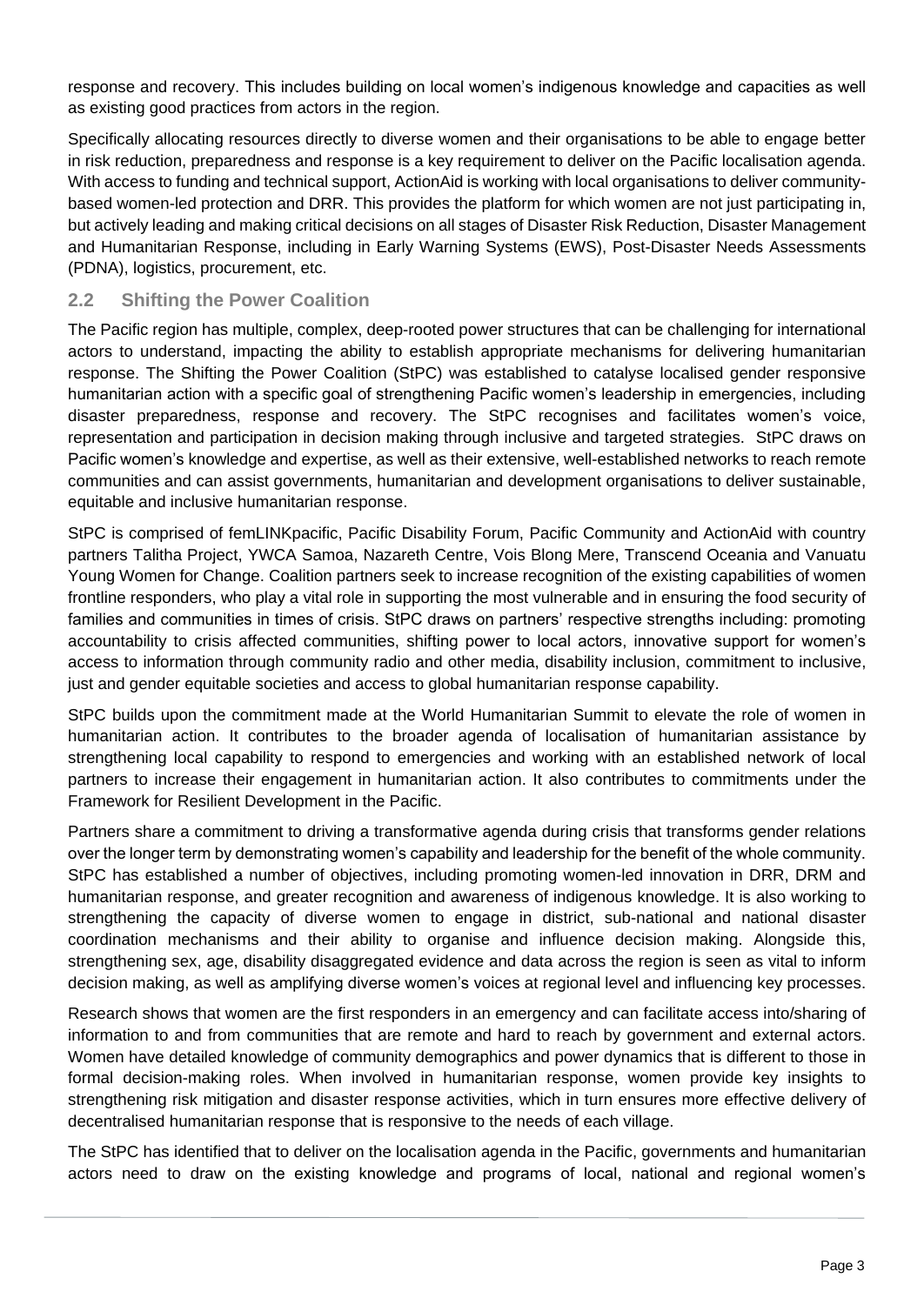response and recovery. This includes building on local women's indigenous knowledge and capacities as well as existing good practices from actors in the region.

Specifically allocating resources directly to diverse women and their organisations to be able to engage better in risk reduction, preparedness and response is a key requirement to deliver on the Pacific localisation agenda. With access to funding and technical support, ActionAid is working with local organisations to deliver community-based women-led protection and DRR. This provides the platform for which women are not just participating in, but actively leading and making critical decisions on all stages of Disaster Risk Reduction, Disaster Management and Humanitarian Response, including in Early Warning Systems (EWS), Post-Disaster Needs Assessments (PDNA), logistics, procurement, etc.

## 2.2 Shifting the Power Coalition

The Pacific region has multiple, complex, deep-rooted power structures that can be challenging for international actors to understand, impacting the ability to establish appropriate mechanisms for delivering humanitarian response. The Shifting the Power Coalition (StPC) was established to catalyse localised gender responsive humanitarian action with a specific goal of strengthening Pacific women's leadership in emergencies, including disaster preparedness, response and recovery. The StPC recognises and facilitates women's voice, representation and participation in decision making through inclusive and targeted strategies. StPC draws on Pacific women's knowledge and expertise, as well as their extensive, well-established networks to reach remote communities and can assist governments, humanitarian and development organisations to deliver sustainable, equitable and inclusive humanitarian response.

StPC is comprised of femLINKpacific, Pacific Disability Forum, Pacific Community and ActionAid with country partners Talitha Project, YWCA Samoa, Nazareth Centre, Vois Blong Mere, Transcend Oceania and Vanuatu Young Women for Change. Coalition partners seek to increase recognition of the existing capabilities of women frontline responders, who play a vital role in supporting the most vulnerable and in ensuring the food security of families and communities in times of crisis. StPC draws on partners' respective strengths including: promoting accountability to crisis affected communities, shifting power to local actors, innovative support for women's access to information through community radio and other media, disability inclusion, commitment to inclusive, just and gender equitable societies and access to global humanitarian response capability.

StPC builds upon the commitment made at the World Humanitarian Summit to elevate the role of women in humanitarian action. It contributes to the broader agenda of localisation of humanitarian assistance by strengthening local capability to respond to emergencies and working with an established network of local partners to increase their engagement in humanitarian action. It also contributes to commitments under the Framework for Resilient Development in the Pacific.

Partners share a commitment to driving a transformative agenda during crisis that transforms gender relations over the longer term by demonstrating women's capability and leadership for the benefit of the whole community. StPC has established a number of objectives, including promoting women-led innovation in DRR, DRM and humanitarian response, and greater recognition and awareness of indigenous knowledge. It is also working to strengthening the capacity of diverse women to engage in district, sub-national and national disaster coordination mechanisms and their ability to organise and influence decision making. Alongside this, strengthening sex, age, disability disaggregated evidence and data across the region is seen as vital to inform decision making, as well as amplifying diverse women's voices at regional level and influencing key processes.

Research shows that women are the first responders in an emergency and can facilitate access into/sharing of information to and from communities that are remote and hard to reach by government and external actors. Women have detailed knowledge of community demographics and power dynamics that is different to those in formal decision-making roles. When involved in humanitarian response, women provide key insights to strengthening risk mitigation and disaster response activities, which in turn ensures more effective delivery of decentralised humanitarian response that is responsive to the needs of each village.

The StPC has identified that to deliver on the localisation agenda in the Pacific, governments and humanitarian actors need to draw on the existing knowledge and programs of local, national and regional women's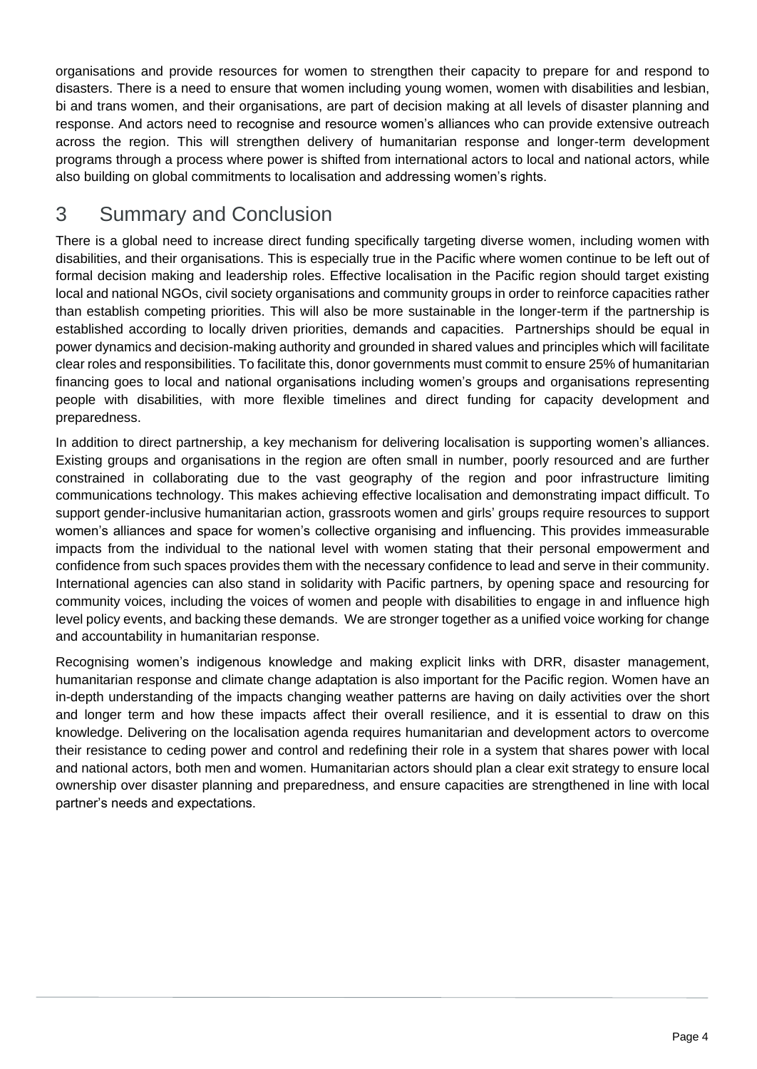organisations and provide resources for women to strengthen their capacity to prepare for and respond to disasters. There is a need to ensure that women including young women, women with disabilities and lesbian, bi and trans women, and their organisations, are part of decision making at all levels of disaster planning and response. And actors need to recognise and resource women's alliances who can provide extensive outreach across the region. This will strengthen delivery of humanitarian response and longer-term development programs through a process where power is shifted from international actors to local and national actors, while also building on global commitments to localisation and addressing women's rights.

# 3 Summary and Conclusion

There is a global need to increase direct funding specifically targeting diverse women, including women with disabilities, and their organisations. This is especially true in the Pacific where women continue to be left out of formal decision making and leadership roles. Effective localisation in the Pacific region should target existing local and national NGOs, civil society organisations and community groups in order to reinforce capacities rather than establish competing priorities. This will also be more sustainable in the longer-term if the partnership is established according to locally driven priorities, demands and capacities. Partnerships should be equal in power dynamics and decision-making authority and grounded in shared values and principles which will facilitate clear roles and responsibilities. To facilitate this, donor governments must commit to ensure 25% of humanitarian financing goes to local and national organisations including women's groups and organisations representing people with disabilities, with more flexible timelines and direct funding for capacity development and preparedness.

In addition to direct partnership, a key mechanism for delivering localisation is supporting women's alliances. Existing groups and organisations in the region are often small in number, poorly resourced and are further constrained in collaborating due to the vast geography of the region and poor infrastructure limiting communications technology. This makes achieving effective localisation and demonstrating impact difficult. To support gender-inclusive humanitarian action, grassroots women and girls' groups require resources to support women's alliances and space for women's collective organising and influencing. This provides immeasurable impacts from the individual to the national level with women stating that their personal empowerment and confidence from such spaces provides them with the necessary confidence to lead and serve in their community. International agencies can also stand in solidarity with Pacific partners, by opening space and resourcing for community voices, including the voices of women and people with disabilities to engage in and influence high level policy events, and backing these demands. We are stronger together as a unified voice working for change and accountability in humanitarian response.

Recognising women's indigenous knowledge and making explicit links with DRR, disaster management, humanitarian response and climate change adaptation is also important for the Pacific region. Women have an in-depth understanding of the impacts changing weather patterns are having on daily activities over the short and longer term and how these impacts affect their overall resilience, and it is essential to draw on this knowledge. Delivering on the localisation agenda requires humanitarian and development actors to overcome their resistance to ceding power and control and redefining their role in a system that shares power with local and national actors, both men and women. Humanitarian actors should plan a clear exit strategy to ensure local ownership over disaster planning and preparedness, and ensure capacities are strengthened in line with local partner's needs and expectations.